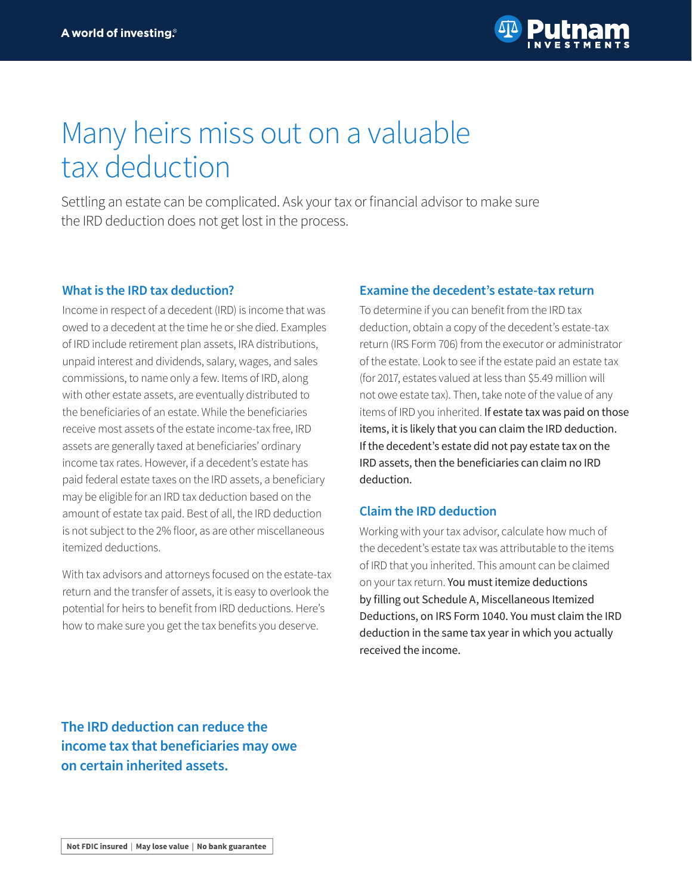# Many heirs miss out on a valuable tax deduction

Settling an estate can be complicated. Ask your tax or financial advisor to make sure the IRD deduction does not get lost in the process.

### What is the IRD tax deduction?

Income in respect of a decedent (IRD) is income that was owed to a decedent at the time he or she died. Examples of IRD include retirement plan assets, IRA distributions, unpaid interest and dividends, salary, wages, and sales commissions, to name only a few. Items of IRD, along with other estate assets, are eventually distributed to the beneficiaries of an estate. While the beneficiaries receive most assets of the estate income-tax free, IRD assets are generally taxed at beneficiaries' ordinary income tax rates. However, if a decedent's estate has paid federal estate taxes on the IRD assets, a beneficiary may be eligible for an IRD tax deduction based on the amount of estate tax paid. Best of all, the IRD deduction is not subject to the 2% floor, as are other miscellaneous itemized deductions.

With tax advisors and attorneys focused on the estate-tax return and the transfer of assets, it is easy to overlook the potential for heirs to benefit from IRD deductions. Here's how to make sure you get the tax benefits you deserve.

### Examine the decedent's estate-tax return

To determine if you can benefit from the IRD tax deduction, obtain a copy of the decedent's estate-tax return (IRS Form 706) from the executor or administrator of the estate. Look to see if the estate paid an estate tax (for 2017, estates valued at less than $5.49 million will not owe estate tax). Then, take note of the value of any items of IRD you inherited. If estate tax was paid on those items, it is likely that you can claim the IRD deduction. If the decedent's estate did not pay estate tax on the IRD assets, then the beneficiaries can claim no IRD deduction.

### Claim the IRD deduction

Working with your tax advisor, calculate how much of the decedent's estate tax was attributable to the items of IRD that you inherited. This amount can be claimed on your tax return. You must itemize deductions by filling out Schedule A, Miscellaneous Itemized Deductions, on IRS Form 1040. You must claim the IRD deduction in the same tax year in which you actually received the income.

**The IRD deduction can reduce the income tax that beneficiaries may owe on certain inherited assets.**

**Not FDIC insured | May lose value | No bank guarantee**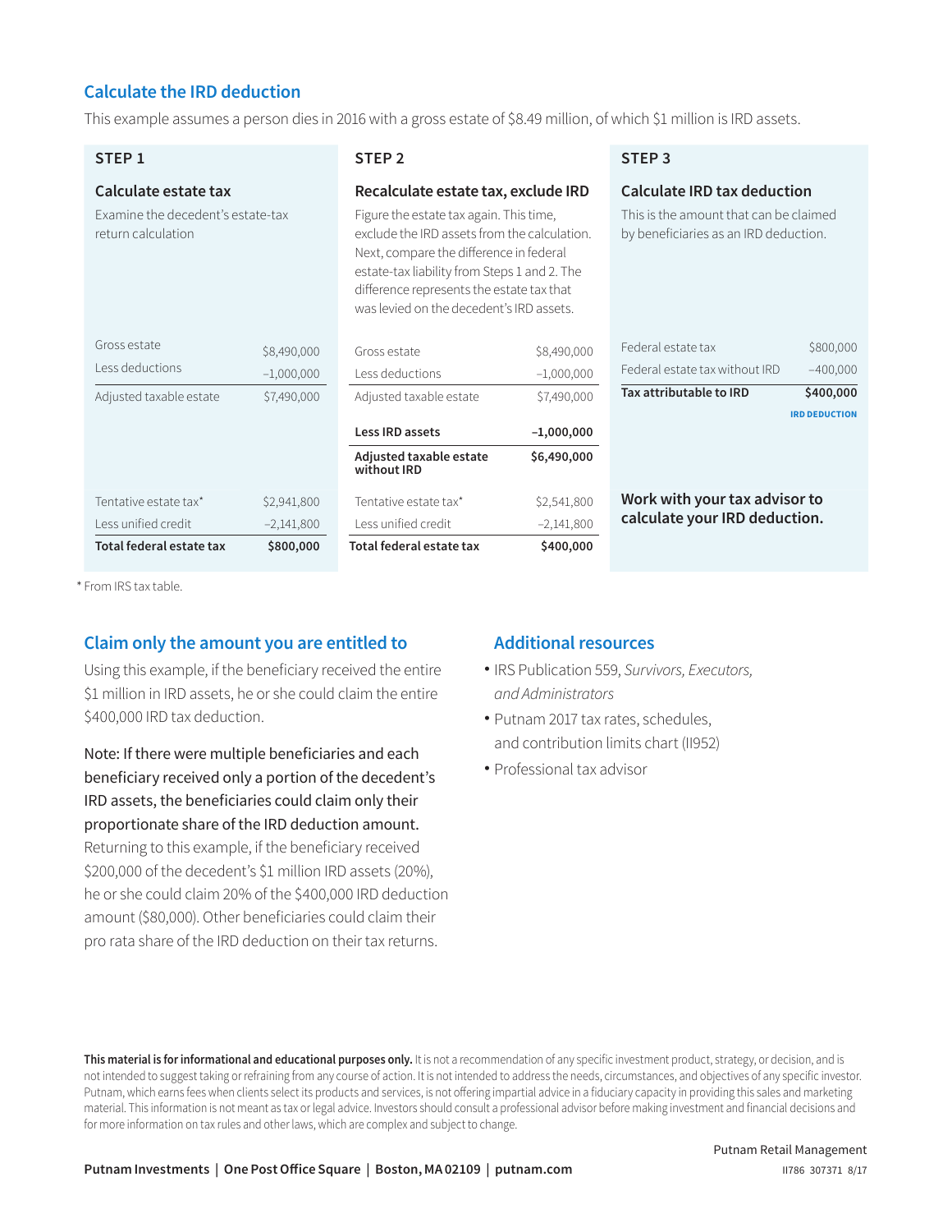## Calculate the IRD deduction

This example assumes a person dies in 2016 with a gross estate of $8.49 million, of which $1 million is IRD assets.

### STEP 1

**Calculate estate tax**

Examine the decedent's estate-tax return calculation

| | |
|---|---|
| Gross estate | $8,490,000 |
| Less deductions | –1,000,000 |
| Adjusted taxable estate | $7,490,000 |
| Tentative estate tax* | $2,941,800 |
| Less unified credit | –2,141,800 |
| **Total federal estate tax** | **$800,000** |

### STEP 2

**Recalculate estate tax, exclude IRD**

Figure the estate tax again. This time, exclude the IRD assets from the calculation. Next, compare the difference in federal estate-tax liability from Steps 1 and 2. The difference represents the estate tax that was levied on the decedent's IRD assets.

| | |
|---|---|
| Gross estate | $8,490,000 |
| Less deductions | –1,000,000 |
| Adjusted taxable estate | $7,490,000 |
| **Less IRD assets** | **–1,000,000** |
| **Adjusted taxable estate without IRD** | **$6,490,000** |
| Tentative estate tax* | $2,541,800 |
| Less unified credit | –2,141,800 |
| **Total federal estate tax** | **$400,000** |

### STEP 3

**Calculate IRD tax deduction**

This is the amount that can be claimed by beneficiaries as an IRD deduction.

| | |
|---|---|
| Federal estate tax | $800,000 |
| Federal estate tax without IRD | –400,000 |
| **Tax attributable to IRD** | **$400,000** |
| | **IRD DEDUCTION** |

**Work with your tax advisor to calculate your IRD deduction.**

* From IRS tax table.

## Claim only the amount you are entitled to

Using this example, if the beneficiary received the entire $1 million in IRD assets, he or she could claim the entire $400,000 IRD tax deduction.

Note: If there were multiple beneficiaries and each beneficiary received only a portion of the decedent's IRD assets, the beneficiaries could claim only their proportionate share of the IRD deduction amount. Returning to this example, if the beneficiary received $200,000 of the decedent's $1 million IRD assets (20%), he or she could claim 20% of the $400,000 IRD deduction amount ($80,000). Other beneficiaries could claim their pro rata share of the IRD deduction on their tax returns.

## Additional resources

- IRS Publication 559, *Survivors, Executors, and Administrators*
- Putnam 2017 tax rates, schedules, and contribution limits chart (II952)
- Professional tax advisor

**This material is for informational and educational purposes only.** It is not a recommendation of any specific investment product, strategy, or decision, and is not intended to suggest taking or refraining from any course of action. It is not intended to address the needs, circumstances, and objectives of any specific investor. Putnam, which earns fees when clients select its products and services, is not offering impartial advice in a fiduciary capacity in providing this sales and marketing material. This information is not meant as tax or legal advice. Investors should consult a professional advisor before making investment and financial decisions and for more information on tax rules and other laws, which are complex and subject to change.

Putnam Retail Management

**Putnam Investments | One Post Office Square | Boston, MA 02109 | putnam.com**

II786 307371 8/17